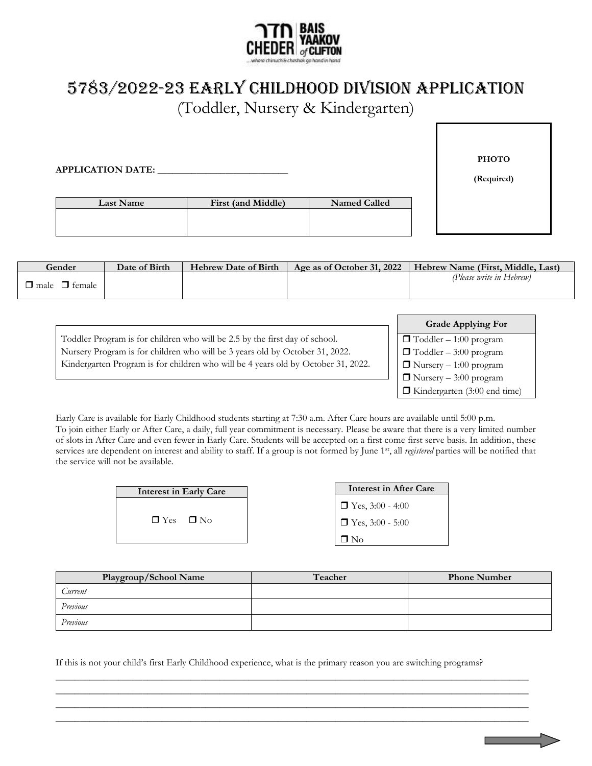חדר | BAIS YAAKOV
CHEDER of CLIFTON
...where chinuch & cheshek go hand in hand

# 5783/2022-23 Early Childhood Division Application

(Toddler, Nursery & Kindergarten)

**PHOTO**

**(Required)**

**APPLICATION DATE:** ___________________________

| Last Name | First (and Middle) | Named Called |
|---|---|---|
| | | |

| Gender | Date of Birth | Hebrew Date of Birth | Age as of October 31, 2022 | Hebrew Name (First, Middle, Last) |
|---|---|---|---|---|
| ❒ male ❒ female | | | | *(Please write in Hebrew)* |

Toddler Program is for children who will be 2.5 by the first day of school.
Nursery Program is for children who will be 3 years old by October 31, 2022.
Kindergarten Program is for children who will be 4 years old by October 31, 2022.

| Grade Applying For |
|---|
| ❒ Toddler – 1:00 program |
| ❒ Toddler – 3:00 program |
| ❒ Nursery – 1:00 program |
| ❒ Nursery – 3:00 program |
| ❒ Kindergarten (3:00 end time) |

Early Care is available for Early Childhood students starting at 7:30 a.m. After Care hours are available until 5:00 p.m. To join either Early or After Care, a daily, full year commitment is necessary. Please be aware that there is a very limited number of slots in After Care and even fewer in Early Care. Students will be accepted on a first come first serve basis. In addition, these services are dependent on interest and ability to staff. If a group is not formed by June 1st, all *registered* parties will be notified that the service will not be available.

| Interest in Early Care |
|---|
| ❒ Yes ❒ No |

| Interest in After Care |
|---|
| ❒ Yes, 3:00 - 4:00 |
| ❒ Yes, 3:00 - 5:00 |
| ❒ No |

| Playgroup/School Name | Teacher | Phone Number |
|---|---|---|
| *Current* | | |
| *Previous* | | |
| *Previous* | | |

If this is not your child's first Early Childhood experience, what is the primary reason you are switching programs?

_______________________________________________________________________________________________

_______________________________________________________________________________________________

_______________________________________________________________________________________________

_______________________________________________________________________________________________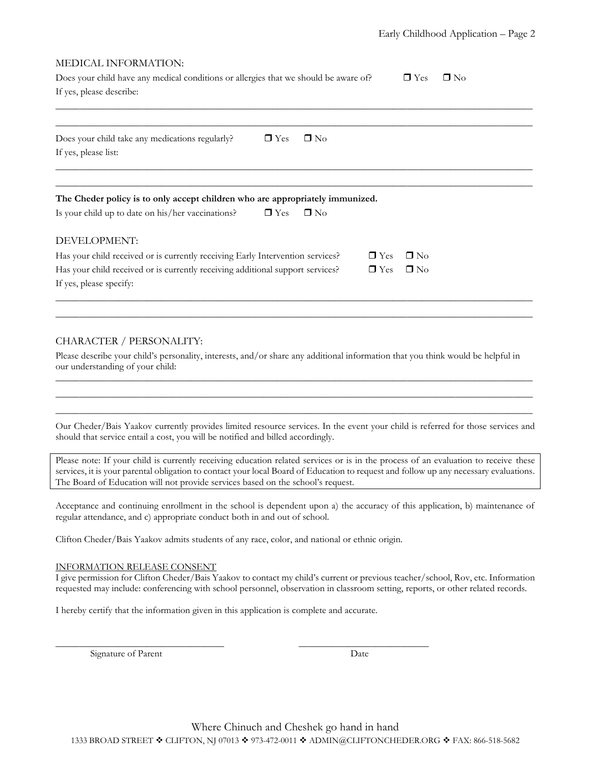## MEDICAL INFORMATION:

Does your child have any medical conditions or allergies that we should be aware of? ❒ Yes ❒ No

If yes, please describe:

_______________________________________________________________________________________________

_______________________________________________________________________________________________

Does your child take any medications regularly? ❒ Yes ❒ No

If yes, please list:

_______________________________________________________________________________________________

_______________________________________________________________________________________________

**The Cheder policy is to only accept children who are appropriately immunized.**

Is your child up to date on his/her vaccinations? ❒ Yes ❒ No

## DEVELOPMENT:

Has your child received or is currently receiving Early Intervention services? ❒ Yes ❒ No

Has your child received or is currently receiving additional support services? ❒ Yes ❒ No

If yes, please specify:

_______________________________________________________________________________________________

_______________________________________________________________________________________________

## CHARACTER / PERSONALITY:

Please describe your child's personality, interests, and/or share any additional information that you think would be helpful in our understanding of your child:

_______________________________________________________________________________________________

_______________________________________________________________________________________________

_______________________________________________________________________________________________

Our Cheder/Bais Yaakov currently provides limited resource services. In the event your child is referred for those services and should that service entail a cost, you will be notified and billed accordingly.

> Please note: If your child is currently receiving education related services or is in the process of an evaluation to receive these services, it is your parental obligation to contact your local Board of Education to request and follow up any necessary evaluations. The Board of Education will not provide services based on the school's request.

Acceptance and continuing enrollment in the school is dependent upon a) the accuracy of this application, b) maintenance of regular attendance, and c) appropriate conduct both in and out of school.

Clifton Cheder/Bais Yaakov admits students of any race, color, and national or ethnic origin.

INFORMATION RELEASE CONSENT

I give permission for Clifton Cheder/Bais Yaakov to contact my child's current or previous teacher/school, Rov, etc. Information requested may include: conferencing with school personnel, observation in classroom setting, reports, or other related records.

I hereby certify that the information given in this application is complete and accurate.

_________________________________ _________________________

Signature of Parent Date

Where Chinuch and Cheshek go hand in hand

1333 BROAD STREET ❖ CLIFTON, NJ 07013 ❖ 973-472-0011 ❖ ADMIN@CLIFTONCHEDER.ORG ❖ FAX: 866-518-5682